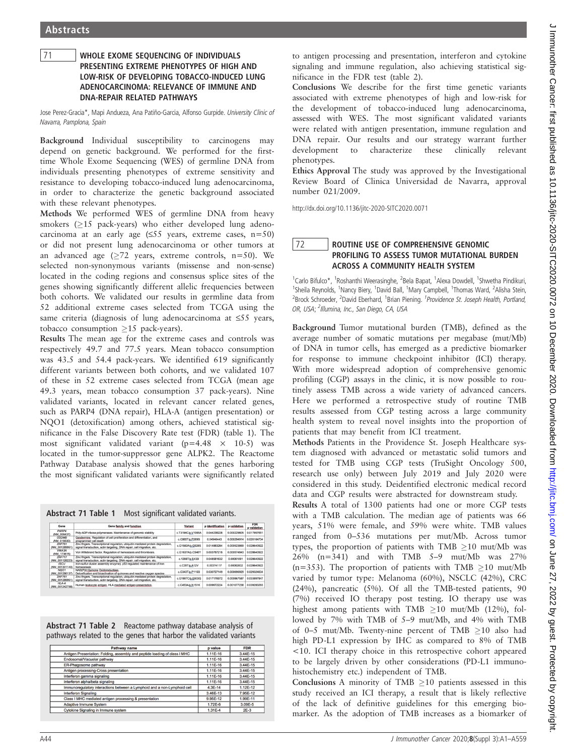# Abstracts

## 71 WHOLE EXOME SEQUENCING OF INDIVIDUALS PRESENTING EXTREME PHENOTYPES OF HIGH AND LOW-RISK OF DEVELOPING TOBACCO-INDUCED LUNG ADENOCARCINOMA: RELEVANCE OF IMMUNE AND DNA-REPAIR RELATED PATHWAYS

Jose Perez-Gracia*, Mapi Andueza, Ana Patiño-Garcia, Alfonso Gurpide. *University Clinic of Navarra, Pamplona, Spain*

**Background** Individual susceptibility to carcinogens may depend on genetic background. We performed for the first-time Whole Exome Sequencing (WES) of germline DNA from individuals presenting phenotypes of extreme sensitivity and resistance to developing tobacco-induced lung adenocarcinoma, in order to characterize the genetic background associated with these relevant phenotypes.

**Methods** We performed WES of germline DNA from heavy smokers (≥15 pack-years) who either developed lung adenocarcinoma at an early age (≤55 years, extreme cases, n=50) or did not present lung adenocarcinoma or other tumors at an advanced age (≥72 years, extreme controls, n=50). We selected non-synonymous variants (missense and non-sense) located in the coding regions and consensus splice sites of the genes showing significantly different allelic frequencies between both cohorts. We validated our results in germline data from 52 additional extreme cases selected from TCGA using the same criteria (diagnosis of lung adenocarcinoma at ≤55 years, tobacco consumption ≥15 pack-years).

**Results** The mean age for the extreme cases and controls was respectively 49.7 and 77.5 years. Mean tobacco consumption was 43.5 and 54.4 pack-years. We identified 619 significantly different variants between both cohorts, and we validated 107 of these in 52 extreme cases selected from TCGA (mean age 49.3 years, mean tobacco consumption 37 pack-years). Nine validated variants, located in relevant cancer related genes, such as PARP4 (DNA repair), HLA-A (antigen presentation) or NQO1 (detoxification) among others, achieved statistical significance in the False Discovery Rate test (FDR) (table 1). The most significant validated variant ($p=4.48 \times 10^{-5}$) was located in the tumor-suppressor gene ALPK2. The Reactome Pathway Database analysis showed that the genes harboring the most significant validated variants were significantly related to antigen processing and presentation, interferon and cytokine signaling and immune regulation, also achieving statistical significance in the FDR test (table 2).

**Conclusions** We describe for the first time genetic variants associated with extreme phenotypes of high and low-risk for the development of tobacco-induced lung adenocarcinoma, assessed with WES. The most significant validated variants were related with antigen presentation, immune regulation and DNA repair. Our results and our strategy warrant further development to characterize these clinically relevant phenotypes.

**Ethics Approval** The study was approved by the Investigational Review Board of Clinica Universidad de Navarra, approval number 021/2009.

http://dx.doi.org/10.1136/jitc-2020-SITC2020.0071

**Abstract 71 Table 1** Most significant validated variants.

| Gene | Gene family and function | Variant | p identification | p validation | FDR p validation |
|---|---|---|---|---|---|
| PARP4 (NM_006437) | Poly-ADP-ribose polymerases. Maintenance of genomic stability | c.T3194C/p.V1065A | 0.044238228 | 0.000229805 | 0.017957851 |
| GSDMB (NM_018530) | Gasdermins. Regulation of cell proliferation and differentiation, and programmed cell death | c.C865T/p.P289S | 0.04846443 | 0.000294914 | 0.020164734 |
| ZNF761 (NM_001289951) | Zinc fingers. Transcriptional regulation, ubiquitin mediated protein degradation, signal transduction, actin targeting, DNA repair, cell migration, etc. | c.G1582A/p.G528S | 0.014883284 | 0.000523869 | 0.028640922 |
| VWA3A (NM_173615) | Von Willebrand factor. Regulation of hemostasis and thrombosis. | c.G1637A/p.C546Y | 0.003787218 | 0.000574843 | 0.028640922 |
| ZNF717 (NM_001128223) | Zinc fingers. Transcriptional regulation, ubiquitin mediated protein degradation, signal transduction, actin targeting, DNA repair, cell migration, etc. | c.1298T/p.S433I | 0.048581632 | 0.00061091 | 0.028640922 |
| ISCU (NM_001301140) | Iron-sulfur cluster assembly enzyme. p53 regulated maintenance of iron homeostasis | c.C35T/p.A12V | 0.00374117 | 0.00062832 | 0.028640922 |
| NQO1 (NM_001286137) | NAD(P)H Quinone Oxidoreductase. Detoxification and bioactivation of quinones and reactive oxygen species | c.C343T/p.P115S | 0.030727149 | 0.000696929 | 0.029324634 |
| ZNF761 (NM_001289951) | Zinc fingers. Transcriptional regulation, ubiquitin mediated protein degradation, signal transduction, actin targeting, DNA repair, cell migration, etc. | c.G1807C/p.E603Q | 0.017176972 | 0.000867587 | 0.033897847 |
| HLA-A (NM_001242758) | Human leukocyte antigen. HLA mediated antigen presentation. | c.C453A/p.N151K | 0.009672224 | 0.001077238 | 0.039283293 |

**Abstract 71 Table 2** Reactome pathway database analysis of pathways related to the genes that harbor the validated variants

| Pathway name | p value | FDR |
|---|---|---|
| Antigen Presentation: Folding, assembly and peptide loading of class I MHC | 1.11E-16 | 3.44E-15 |
| Endosomal/Vacuolar pathway | 1.11E-16 | 3.44E-15 |
| ER-Phagosome pathway | 1.11E-16 | 3.44E-15 |
| Antigen processing-Cross presentation | 1.11E-16 | 3.44E-15 |
| Interferon gamma signaling | 1.11E-16 | 3.44E-15 |
| Interferon alpha/beta signaling | 1.11E-16 | 3.44E-15 |
| Immunoregulatory interactions between a Lymphoid and a non-Lymphoid cell | 4.3E-14 | 1.12E-12 |
| Interferon Signaling | 3.46E-13 | 7.95E-12 |
| Class I MHC mediated antigen processing & presentation | 9.95E-12 | 1.99E-11 |
| Adaptive Immune System | 1.72E-6 | 3.09E-5 |
| Cytokine Signaling in Immune system | 1.31E-4 | 2E-3 |

## 72 ROUTINE USE OF COMPREHENSIVE GENOMIC PROFILING TO ASSESS TUMOR MUTATIONAL BURDEN ACROSS A COMMUNITY HEALTH SYSTEM

[1]Carlo Bifulco*, [1]Roshanthi Weerasinghe, [2]Bela Bapat, [1]Alexa Dowdell, [1]Shwetha Pindikuri, [1]Sheila Reynolds, [1]Nancy Biery, [1]David Ball, [1]Mary Campbell, [1]Thomas Ward, [2]Alisha Stein, [2]Brock Schroeder, [2]David Eberhard, [1]Brian Piening. [1]*Providence St. Joseph Health, Portland, OR, USA*; [2]*Illumina, Inc., San Diego, CA, USA*

**Background** Tumor mutational burden (TMB), defined as the average number of somatic mutations per megabase (mut/Mb) of DNA in tumor cells, has emerged as a predictive biomarker for response to immune checkpoint inhibitor (ICI) therapy. With more widespread adoption of comprehensive genomic profiling (CGP) assays in the clinic, it is now possible to routinely assess TMB across a wide variety of advanced cancers. Here we performed a retrospective study of routine TMB results assessed from CGP testing across a large community health system to reveal novel insights into the proportion of patients that may benefit from ICI treatment.

**Methods** Patients in the Providence St. Joseph Healthcare system diagnosed with advanced or metastatic solid tumors and tested for TMB using CGP tests (TruSight Oncology 500, research use only) between July 2019 and July 2020 were considered in this study. Deidentified electronic medical record data and CGP results were abstracted for downstream study.

**Results** A total of 1300 patients had one or more CGP tests with a TMB calculation. The median age of patients was 66 years, 51% were female, and 59% were white. TMB values ranged from 0–536 mutations per mut/Mb. Across tumor types, the proportion of patients with TMB ≥10 mut/Mb was 26% (n=341) and with TMB 5–9 mut/Mb was 27% (n=353). The proportion of patients with TMB ≥10 mut/Mb varied by tumor type: Melanoma (60%), NSCLC (42%), CRC (24%), pancreatic (5%). Of all the TMB-tested patients, 90 (7%) received IO therapy post testing. IO therapy use was highest among patients with TMB ≥10 mut/Mb (12%), followed by 7% with TMB of 5–9 mut/Mb, and 4% with TMB of 0–5 mut/Mb. Twenty-nine percent of TMB ≥10 also had high PD-L1 expression by IHC as compared to 8% of TMB <10. ICI therapy choice in this retrospective cohort appeared to be largely driven by other considerations (PD-L1 immunohistochemistry etc.) independent of TMB.

**Conclusions** A minority of TMB ≥10 patients assessed in this study received an ICI therapy, a result that is likely reflective of the lack of definitive guidelines for this emerging biomarker. As the adoption of TMB increases as a biomarker of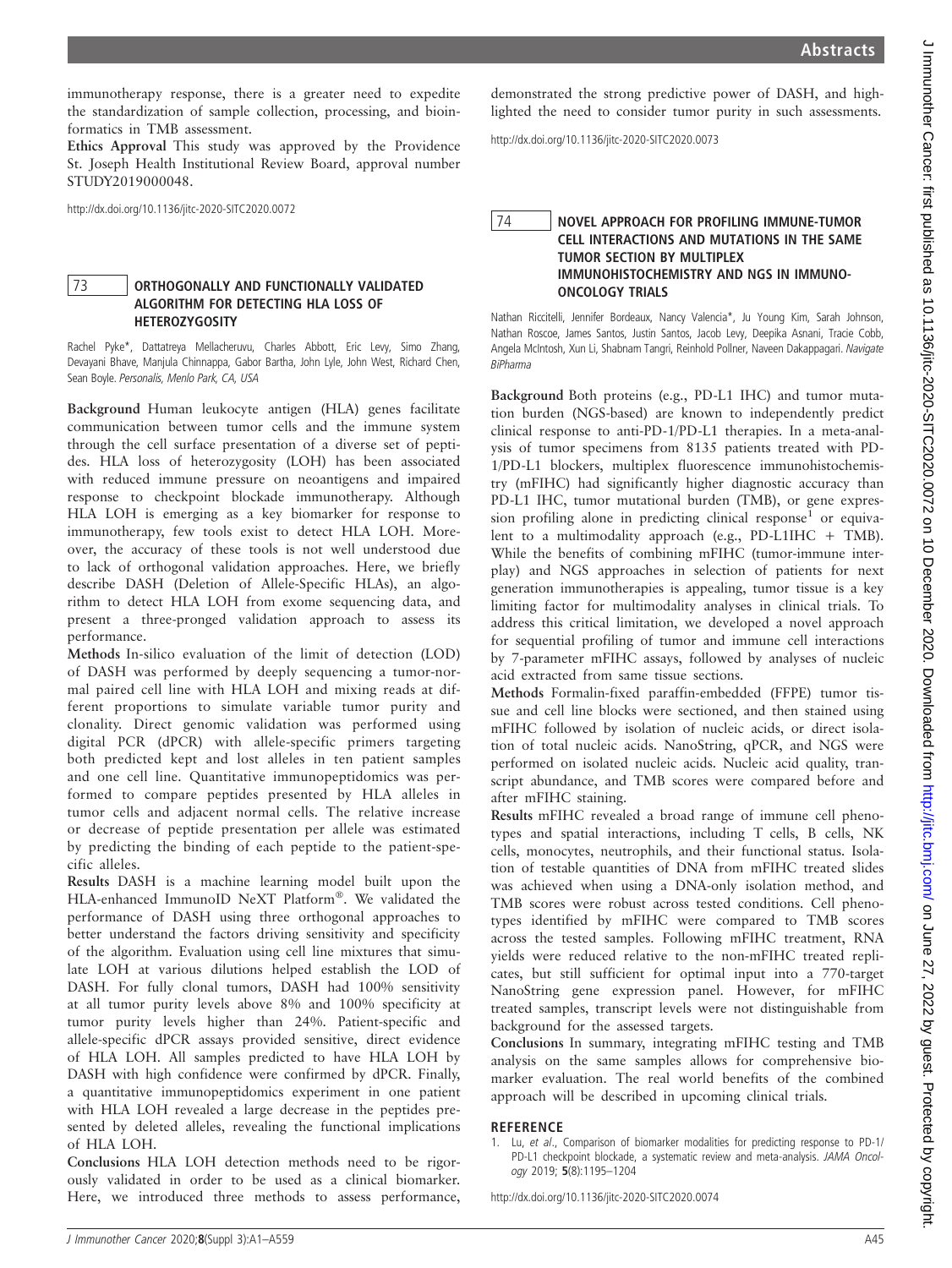immunotherapy response, there is a greater need to expedite the standardization of sample collection, processing, and bioinformatics in TMB assessment.

**Ethics Approval** This study was approved by the Providence St. Joseph Health Institutional Review Board, approval number STUDY2019000048.

http://dx.doi.org/10.1136/jitc-2020-SITC2020.0072

## 73 ORTHOGONALLY AND FUNCTIONALLY VALIDATED ALGORITHM FOR DETECTING HLA LOSS OF HETEROZYGOSITY

Rachel Pyke*, Dattatreya Mellacheruvu, Charles Abbott, Eric Levy, Simo Zhang, Devayani Bhave, Manjula Chinnappa, Gabor Bartha, John Lyle, John West, Richard Chen, Sean Boyle. *Personalis, Menlo Park, CA, USA*

**Background** Human leukocyte antigen (HLA) genes facilitate communication between tumor cells and the immune system through the cell surface presentation of a diverse set of peptides. HLA loss of heterozygosity (LOH) has been associated with reduced immune pressure on neoantigens and impaired response to checkpoint blockade immunotherapy. Although HLA LOH is emerging as a key biomarker for response to immunotherapy, few tools exist to detect HLA LOH. Moreover, the accuracy of these tools is not well understood due to lack of orthogonal validation approaches. Here, we briefly describe DASH (Deletion of Allele-Specific HLAs), an algorithm to detect HLA LOH from exome sequencing data, and present a three-pronged validation approach to assess its performance.

**Methods** In-silico evaluation of the limit of detection (LOD) of DASH was performed by deeply sequencing a tumor-normal paired cell line with HLA LOH and mixing reads at different proportions to simulate variable tumor purity and clonality. Direct genomic validation was performed using digital PCR (dPCR) with allele-specific primers targeting both predicted kept and lost alleles in ten patient samples and one cell line. Quantitative immunopeptidomics was performed to compare peptides presented by HLA alleles in tumor cells and adjacent normal cells. The relative increase or decrease of peptide presentation per allele was estimated by predicting the binding of each peptide to the patient-specific alleles.

**Results** DASH is a machine learning model built upon the HLA-enhanced ImmunoID NeXT Platform®. We validated the performance of DASH using three orthogonal approaches to better understand the factors driving sensitivity and specificity of the algorithm. Evaluation using cell line mixtures that simulate LOH at various dilutions helped establish the LOD of DASH. For fully clonal tumors, DASH had 100% sensitivity at all tumor purity levels above 8% and 100% specificity at tumor purity levels higher than 24%. Patient-specific and allele-specific dPCR assays provided sensitive, direct evidence of HLA LOH. All samples predicted to have HLA LOH by DASH with high confidence were confirmed by dPCR. Finally, a quantitative immunopeptidomics experiment in one patient with HLA LOH revealed a large decrease in the peptides presented by deleted alleles, revealing the functional implications of HLA LOH.

**Conclusions** HLA LOH detection methods need to be rigorously validated in order to be used as a clinical biomarker. Here, we introduced three methods to assess performance, demonstrated the strong predictive power of DASH, and highlighted the need to consider tumor purity in such assessments.

http://dx.doi.org/10.1136/jitc-2020-SITC2020.0073

## 74 NOVEL APPROACH FOR PROFILING IMMUNE-TUMOR CELL INTERACTIONS AND MUTATIONS IN THE SAME TUMOR SECTION BY MULTIPLEX IMMUNOHISTOCHEMISTRY AND NGS IN IMMUNO-ONCOLOGY TRIALS

Nathan Riccitelli, Jennifer Bordeaux, Nancy Valencia*, Ju Young Kim, Sarah Johnson, Nathan Roscoe, James Santos, Justin Santos, Jacob Levy, Deepika Asnani, Tracie Cobb, Angela McIntosh, Xun Li, Shabnam Tangri, Reinhold Pollner, Naveen Dakappagari. *Navigate BiPharma*

**Background** Both proteins (e.g., PD-L1 IHC) and tumor mutation burden (NGS-based) are known to independently predict clinical response to anti-PD-1/PD-L1 therapies. In a meta-analysis of tumor specimens from 8135 patients treated with PD-1/PD-L1 blockers, multiplex fluorescence immunohistochemistry (mFIHC) had significantly higher diagnostic accuracy than PD-L1 IHC, tumor mutational burden (TMB), or gene expression profiling alone in predicting clinical response[1] or equivalent to a multimodality approach (e.g., PD-L1IHC + TMB). While the benefits of combining mFIHC (tumor-immune interplay) and NGS approaches in selection of patients for next generation immunotherapies is appealing, tumor tissue is a key limiting factor for multimodality analyses in clinical trials. To address this critical limitation, we developed a novel approach for sequential profiling of tumor and immune cell interactions by 7-parameter mFIHC assays, followed by analyses of nucleic acid extracted from same tissue sections.

**Methods** Formalin-fixed paraffin-embedded (FFPE) tumor tissue and cell line blocks were sectioned, and then stained using mFIHC followed by isolation of nucleic acids, or direct isolation of total nucleic acids. NanoString, qPCR, and NGS were performed on isolated nucleic acids. Nucleic acid quality, transcript abundance, and TMB scores were compared before and after mFIHC staining.

**Results** mFIHC revealed a broad range of immune cell phenotypes and spatial interactions, including T cells, B cells, NK cells, monocytes, neutrophils, and their functional status. Isolation of testable quantities of DNA from mFIHC treated slides was achieved when using a DNA-only isolation method, and TMB scores were robust across tested conditions. Cell phenotypes identified by mFIHC were compared to TMB scores across the tested samples. Following mFIHC treatment, RNA yields were reduced relative to the non-mFIHC treated replicates, but still sufficient for optimal input into a 770-target NanoString gene expression panel. However, for mFIHC treated samples, transcript levels were not distinguishable from background for the assessed targets.

**Conclusions** In summary, integrating mFIHC testing and TMB analysis on the same samples allows for comprehensive biomarker evaluation. The real world benefits of the combined approach will be described in upcoming clinical trials.

### REFERENCE

1. Lu, *et al*., Comparison of biomarker modalities for predicting response to PD-1/PD-L1 checkpoint blockade, a systematic review and meta-analysis. *JAMA Oncology* 2019; **5**(8):1195–1204

http://dx.doi.org/10.1136/jitc-2020-SITC2020.0074